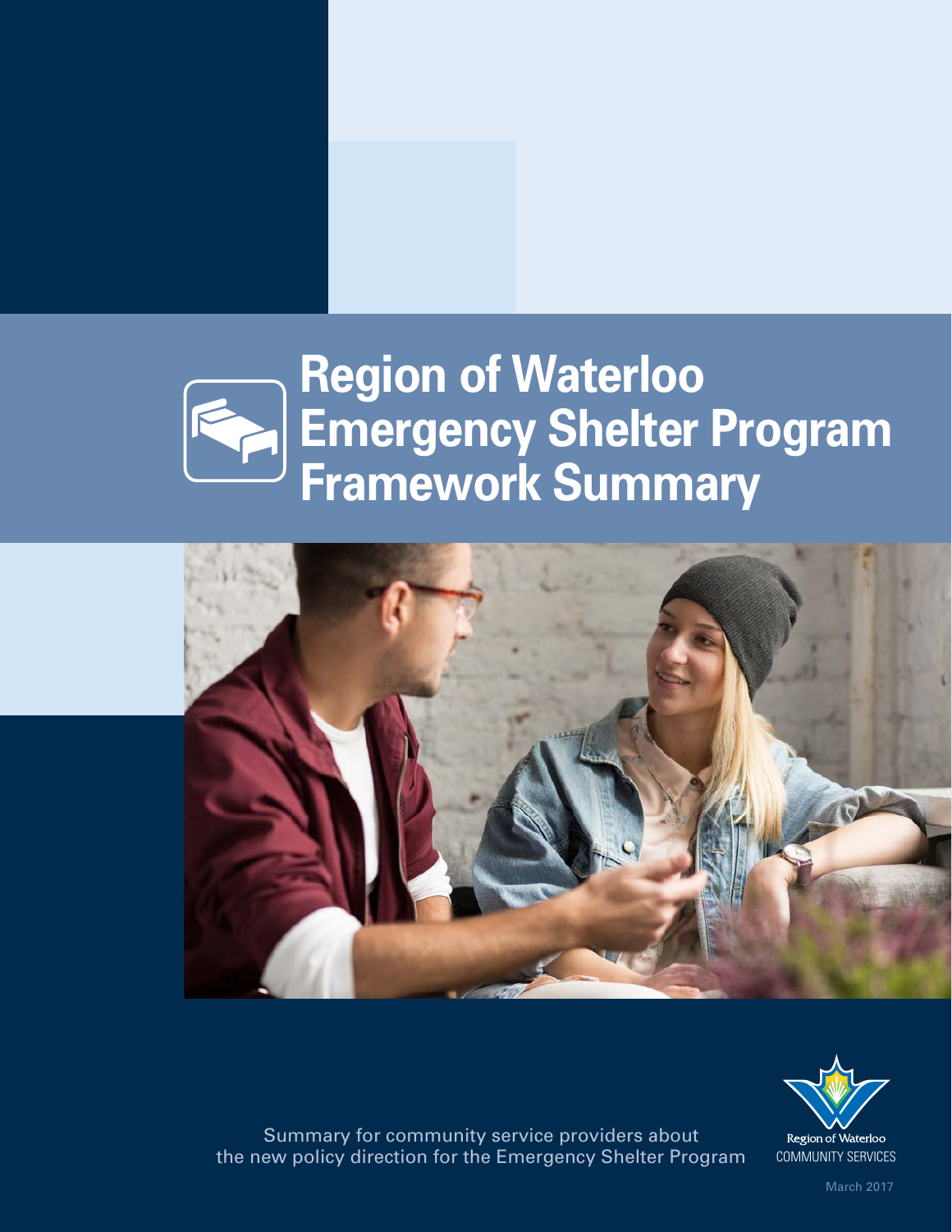# Region of Waterloo Emergency Shelter Program Framework Summary

Summary for community service providers about the new policy direction for the Emergency Shelter Program

Region of Waterloo
COMMUNITY SERVICES

March 2017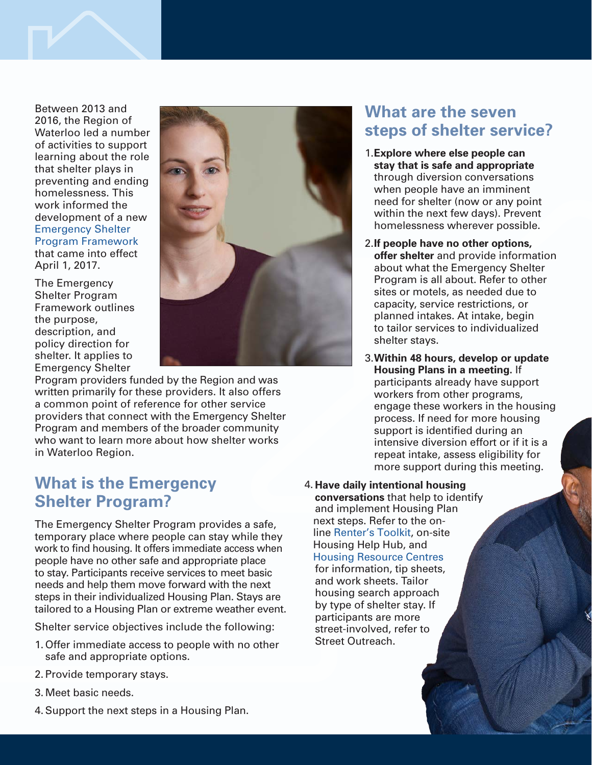Between 2013 and 2016, the Region of Waterloo led a number of activities to support learning about the role that shelter plays in preventing and ending homelessness. This work informed the development of a new Emergency Shelter Program Framework that came into effect April 1, 2017.

The Emergency Shelter Program Framework outlines the purpose, description, and policy direction for shelter. It applies to Emergency Shelter Program providers funded by the Region and was written primarily for these providers. It also offers a common point of reference for other service providers that connect with the Emergency Shelter Program and members of the broader community who want to learn more about how shelter works in Waterloo Region.

## What is the Emergency Shelter Program?

The Emergency Shelter Program provides a safe, temporary place where people can stay while they work to find housing. It offers immediate access when people have no other safe and appropriate place to stay. Participants receive services to meet basic needs and help them move forward with the next steps in their individualized Housing Plan. Stays are tailored to a Housing Plan or extreme weather event.

Shelter service objectives include the following:

1. Offer immediate access to people with no other safe and appropriate options.
2. Provide temporary stays.
3. Meet basic needs.
4. Support the next steps in a Housing Plan.

## What are the seven steps of shelter service?

1. **Explore where else people can stay that is safe and appropriate** through diversion conversations when people have an imminent need for shelter (now or any point within the next few days). Prevent homelessness wherever possible.
2. **If people have no other options, offer shelter** and provide information about what the Emergency Shelter Program is all about. Refer to other sites or motels, as needed due to capacity, service restrictions, or planned intakes. At intake, begin to tailor services to individualized shelter stays.
3. **Within 48 hours, develop or update Housing Plans in a meeting.** If participants already have support workers from other programs, engage these workers in the housing process. If need for more housing support is identified during an intensive diversion effort or if it is a repeat intake, assess eligibility for more support during this meeting.
4. **Have daily intentional housing conversations** that help to identify and implement Housing Plan next steps. Refer to the on-line Renter's Toolkit, on-site Housing Help Hub, and Housing Resource Centres for information, tip sheets, and work sheets. Tailor housing search approach by type of shelter stay. If participants are more street-involved, refer to Street Outreach.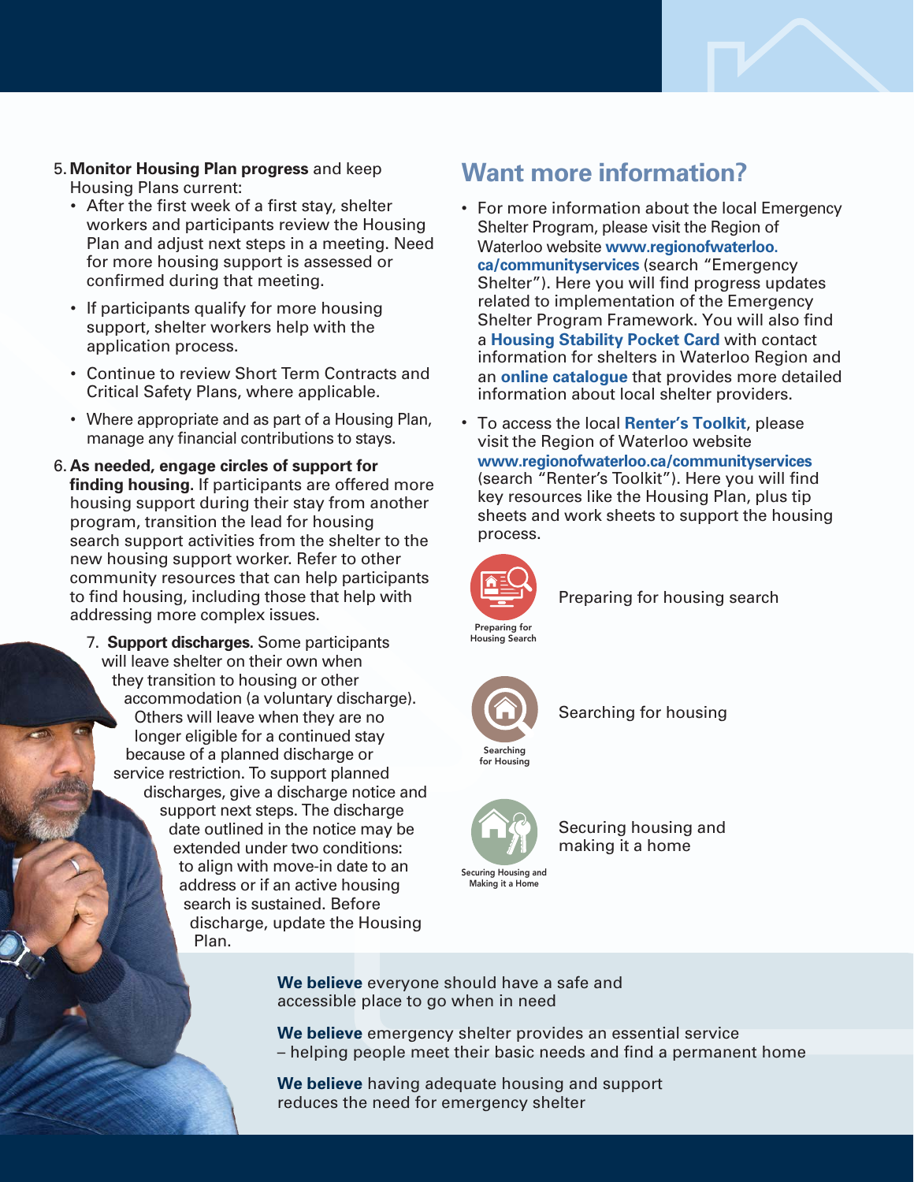5. **Monitor Housing Plan progress** and keep Housing Plans current:
   - After the first week of a first stay, shelter workers and participants review the Housing Plan and adjust next steps in a meeting. Need for more housing support is assessed or confirmed during that meeting.
   - If participants qualify for more housing support, shelter workers help with the application process.
   - Continue to review Short Term Contracts and Critical Safety Plans, where applicable.
   - Where appropriate and as part of a Housing Plan, manage any financial contributions to stays.

6. **As needed, engage circles of support for finding housing.** If participants are offered more housing support during their stay from another program, transition the lead for housing search support activities from the shelter to the new housing support worker. Refer to other community resources that can help participants to find housing, including those that help with addressing more complex issues.

7. **Support discharges.** Some participants will leave shelter on their own when they transition to housing or other accommodation (a voluntary discharge). Others will leave when they are no longer eligible for a continued stay because of a planned discharge or service restriction. To support planned discharges, give a discharge notice and support next steps. The discharge date outlined in the notice may be extended under two conditions: to align with move-in date to an address or if an active housing search is sustained. Before discharge, update the Housing Plan.

## Want more information?

- For more information about the local Emergency Shelter Program, please visit the Region of Waterloo website **www.regionofwaterloo.ca/communityservices** (search "Emergency Shelter"). Here you will find progress updates related to implementation of the Emergency Shelter Program Framework. You will also find a **Housing Stability Pocket Card** with contact information for shelters in Waterloo Region and an **online catalogue** that provides more detailed information about local shelter providers.
- To access the local **Renter's Toolkit**, please visit the Region of Waterloo website **www.regionofwaterloo.ca/communityservices** (search "Renter's Toolkit"). Here you will find key resources like the Housing Plan, plus tip sheets and work sheets to support the housing process.

Preparing for Housing Search — Preparing for housing search

Searching for Housing — Searching for housing

Securing Housing and Making it a Home — Securing housing and making it a home

**We believe** everyone should have a safe and accessible place to go when in need

**We believe** emergency shelter provides an essential service – helping people meet their basic needs and find a permanent home

**We believe** having adequate housing and support reduces the need for emergency shelter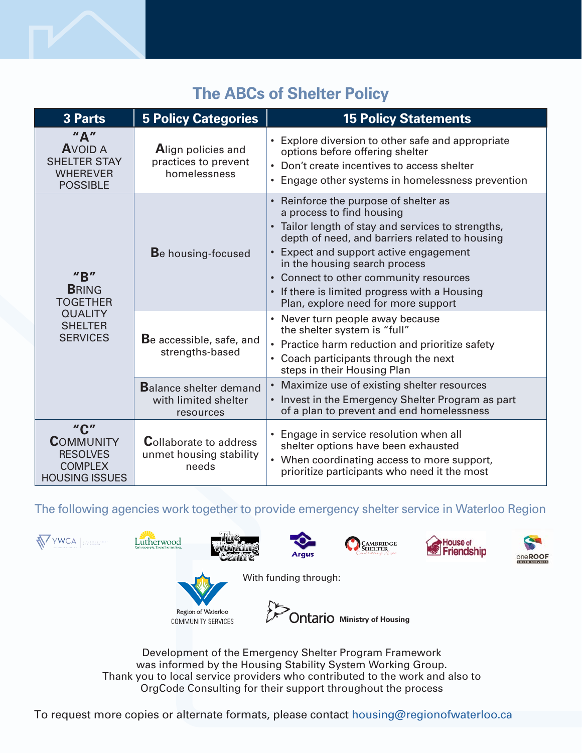## The ABCs of Shelter Policy

| 3 Parts | 5 Policy Categories | 15 Policy Statements |
|---|---|---|
| "A" AVOID A SHELTER STAY WHEREVER POSSIBLE | Align policies and practices to prevent homelessness | • Explore diversion to other safe and appropriate options before offering shelter<br>• Don't create incentives to access shelter<br>• Engage other systems in homelessness prevention |
| "B" BRING TOGETHER QUALITY SHELTER SERVICES | Be housing-focused | • Reinforce the purpose of shelter as a process to find housing<br>• Tailor length of stay and services to strengths, depth of need, and barriers related to housing<br>• Expect and support active engagement in the housing search process<br>• Connect to other community resources<br>• If there is limited progress with a Housing Plan, explore need for more support |
| | Be accessible, safe, and strengths-based | • Never turn people away because the shelter system is "full"<br>• Practice harm reduction and prioritize safety<br>• Coach participants through the next steps in their Housing Plan |
| | Balance shelter demand with limited shelter resources | • Maximize use of existing shelter resources<br>• Invest in the Emergency Shelter Program as part of a plan to prevent and end homelessness |
| "C" COMMUNITY RESOLVES COMPLEX HOUSING ISSUES | Collaborate to address unmet housing stability needs | • Engage in service resolution when all shelter options have been exhausted<br>• When coordinating access to more support, prioritize participants who need it the most |

The following agencies work together to provide emergency shelter service in Waterloo Region

YWCA · Lutherwood · The Working Centre · Argus · Cambridge Shelter · House of Friendship · oneROOF

Region of Waterloo COMMUNITY SERVICES

With funding through:

Ontario Ministry of Housing

Development of the Emergency Shelter Program Framework was informed by the Housing Stability System Working Group. Thank you to local service providers who contributed to the work and also to OrgCode Consulting for their support throughout the process

To request more copies or alternate formats, please contact housing@regionofwaterloo.ca